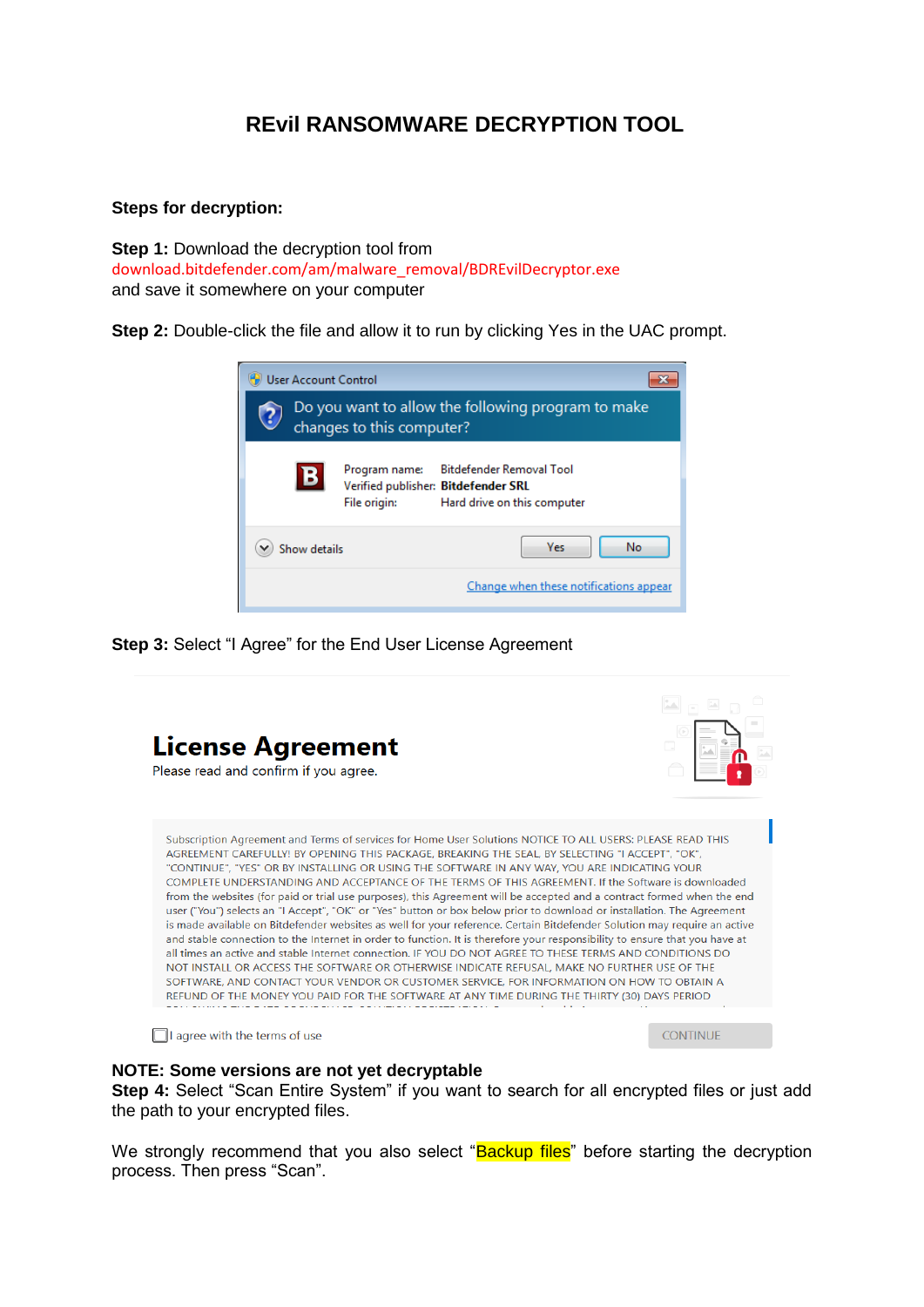# REvil RANSOMWARE DECRYPTION TOOL

**Steps for decryption:**

**Step 1:** Download the decryption tool from download.bitdefender.com/am/malware_removal/BDREvilDecryptor.exe and save it somewhere on your computer

**Step 2:** Double-click the file and allow it to run by clicking Yes in the UAC prompt.

**Step 3:** Select "I Agree" for the End User License Agreement

**NOTE: Some versions are not yet decryptable**

**Step 4:** Select "Scan Entire System" if you want to search for all encrypted files or just add the path to your encrypted files.

We strongly recommend that you also select "Backup files" before starting the decryption process. Then press "Scan".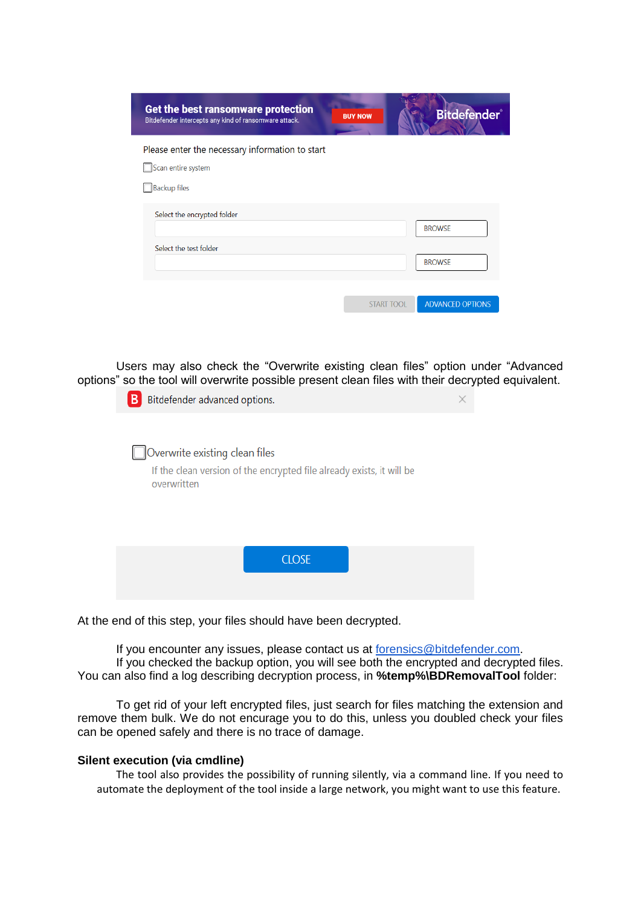Users may also check the “Overwrite existing clean files” option under “Advanced options” so the tool will overwrite possible present clean files with their decrypted equivalent.

At the end of this step, your files should have been decrypted.

If you encounter any issues, please contact us at forensics@bitdefender.com.
If you checked the backup option, you will see both the encrypted and decrypted files. You can also find a log describing decryption process, in **%temp%\BDRemovalTool** folder:

To get rid of your left encrypted files, just search for files matching the extension and remove them bulk. We do not encrage you to do this, unless you doubled check your files can be opened safely and there is no trace of damage.

**Silent execution (via cmdline)**

The tool also provides the possibility of running silently, via a command line. If you need to automate the deployment of the tool inside a large network, you might want to use this feature.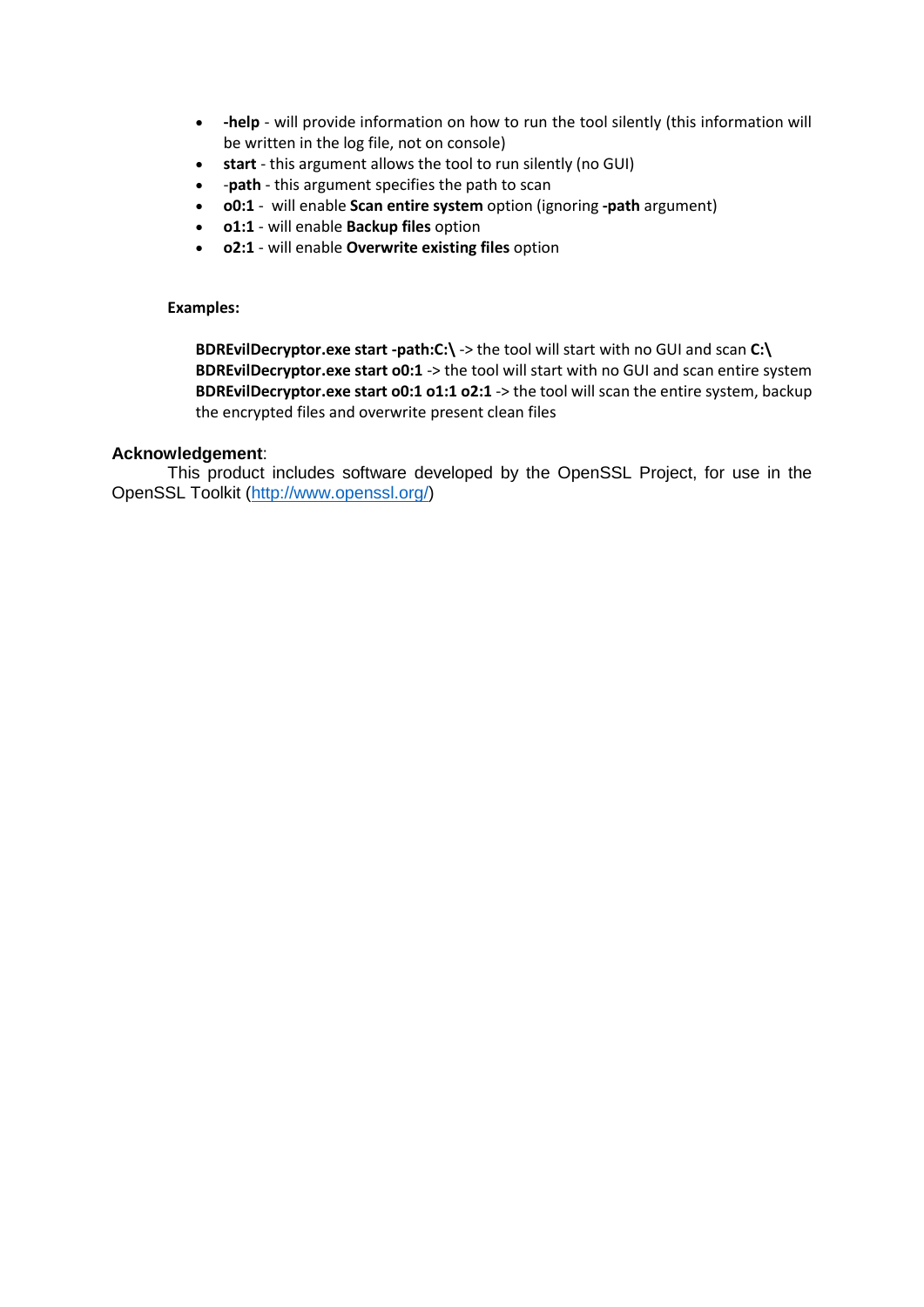- **-help** - will provide information on how to run the tool silently (this information will be written in the log file, not on console)
- **start** - this argument allows the tool to run silently (no GUI)
- -**path** - this argument specifies the path to scan
- **o0:1** - will enable **Scan entire system** option (ignoring **-path** argument)
- **o1:1** - will enable **Backup files** option
- **o2:1** - will enable **Overwrite existing files** option

**Examples:**

**BDREvilDecryptor.exe start -path:C:\** -> the tool will start with no GUI and scan **C:\**
**BDREvilDecryptor.exe start o0:1** -> the tool will start with no GUI and scan entire system
**BDREvilDecryptor.exe start o0:1 o1:1 o2:1** -> the tool will scan the entire system, backup the encrypted files and overwrite present clean files

**Acknowledgement**:
This product includes software developed by the OpenSSL Project, for use in the OpenSSL Toolkit (http://www.openssl.org/)